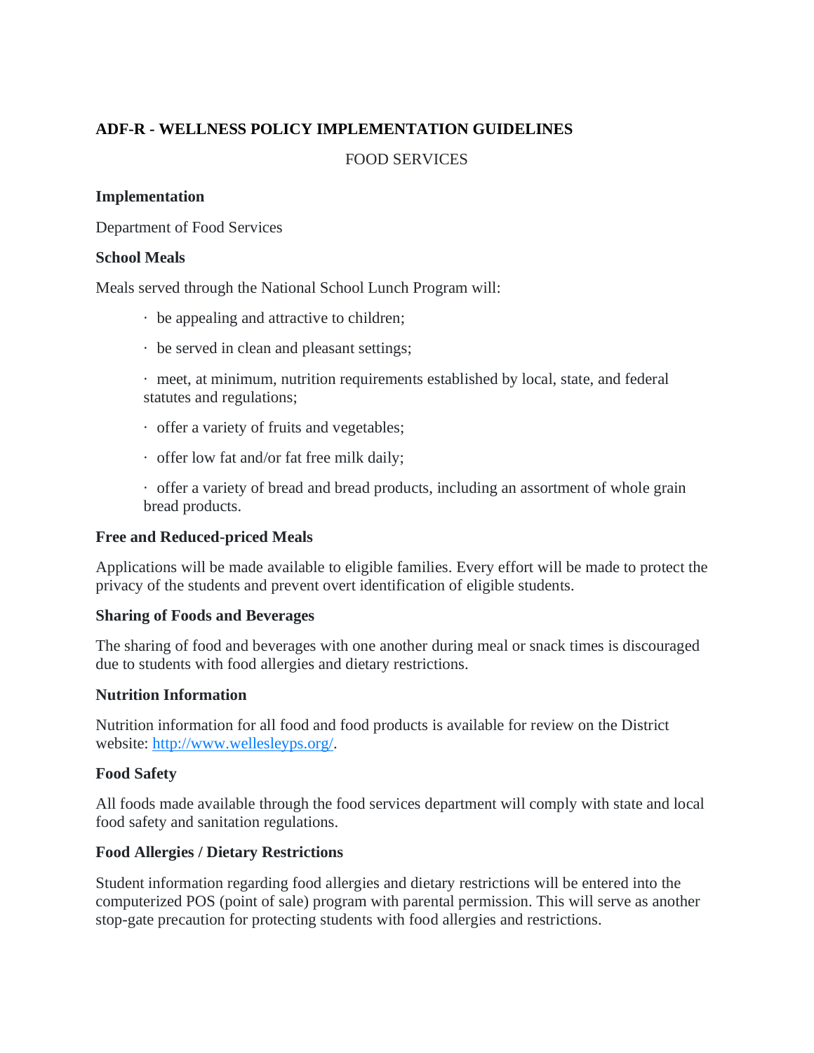# ADF-R - WELLNESS POLICY IMPLEMENTATION GUIDELINES

FOOD SERVICES

**Implementation**

Department of Food Services

**School Meals**

Meals served through the National School Lunch Program will:

- be appealing and attractive to children;
- be served in clean and pleasant settings;
- meet, at minimum, nutrition requirements established by local, state, and federal statutes and regulations;
- offer a variety of fruits and vegetables;
- offer low fat and/or fat free milk daily;
- offer a variety of bread and bread products, including an assortment of whole grain bread products.

**Free and Reduced-priced Meals**

Applications will be made available to eligible families. Every effort will be made to protect the privacy of the students and prevent overt identification of eligible students.

**Sharing of Foods and Beverages**

The sharing of food and beverages with one another during meal or snack times is discouraged due to students with food allergies and dietary restrictions.

**Nutrition Information**

Nutrition information for all food and food products is available for review on the District website: [http://www.wellesleyps.org/](http://www.wellesleyps.org/).

**Food Safety**

All foods made available through the food services department will comply with state and local food safety and sanitation regulations.

**Food Allergies / Dietary Restrictions**

Student information regarding food allergies and dietary restrictions will be entered into the computerized POS (point of sale) program with parental permission. This will serve as another stop-gate precaution for protecting students with food allergies and restrictions.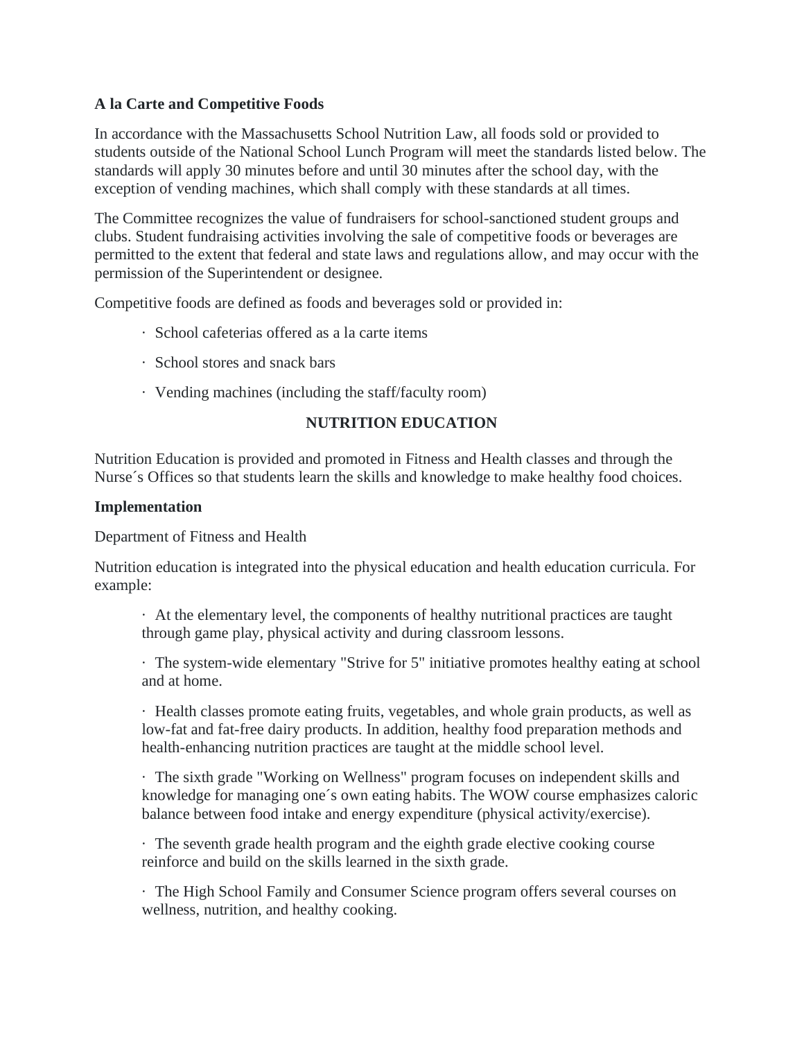**A la Carte and Competitive Foods**

In accordance with the Massachusetts School Nutrition Law, all foods sold or provided to students outside of the National School Lunch Program will meet the standards listed below. The standards will apply 30 minutes before and until 30 minutes after the school day, with the exception of vending machines, which shall comply with these standards at all times.

The Committee recognizes the value of fundraisers for school-sanctioned student groups and clubs. Student fundraising activities involving the sale of competitive foods or beverages are permitted to the extent that federal and state laws and regulations allow, and may occur with the permission of the Superintendent or designee.

Competitive foods are defined as foods and beverages sold or provided in:

- School cafeterias offered as a la carte items
- School stores and snack bars
- Vending machines (including the staff/faculty room)

## NUTRITION EDUCATION

Nutrition Education is provided and promoted in Fitness and Health classes and through the Nurse´s Offices so that students learn the skills and knowledge to make healthy food choices.

**Implementation**

Department of Fitness and Health

Nutrition education is integrated into the physical education and health education curricula. For example:

- At the elementary level, the components of healthy nutritional practices are taught through game play, physical activity and during classroom lessons.
- The system-wide elementary "Strive for 5" initiative promotes healthy eating at school and at home.
- Health classes promote eating fruits, vegetables, and whole grain products, as well as low-fat and fat-free dairy products. In addition, healthy food preparation methods and health-enhancing nutrition practices are taught at the middle school level.
- The sixth grade "Working on Wellness" program focuses on independent skills and knowledge for managing one´s own eating habits. The WOW course emphasizes caloric balance between food intake and energy expenditure (physical activity/exercise).
- The seventh grade health program and the eighth grade elective cooking course reinforce and build on the skills learned in the sixth grade.
- The High School Family and Consumer Science program offers several courses on wellness, nutrition, and healthy cooking.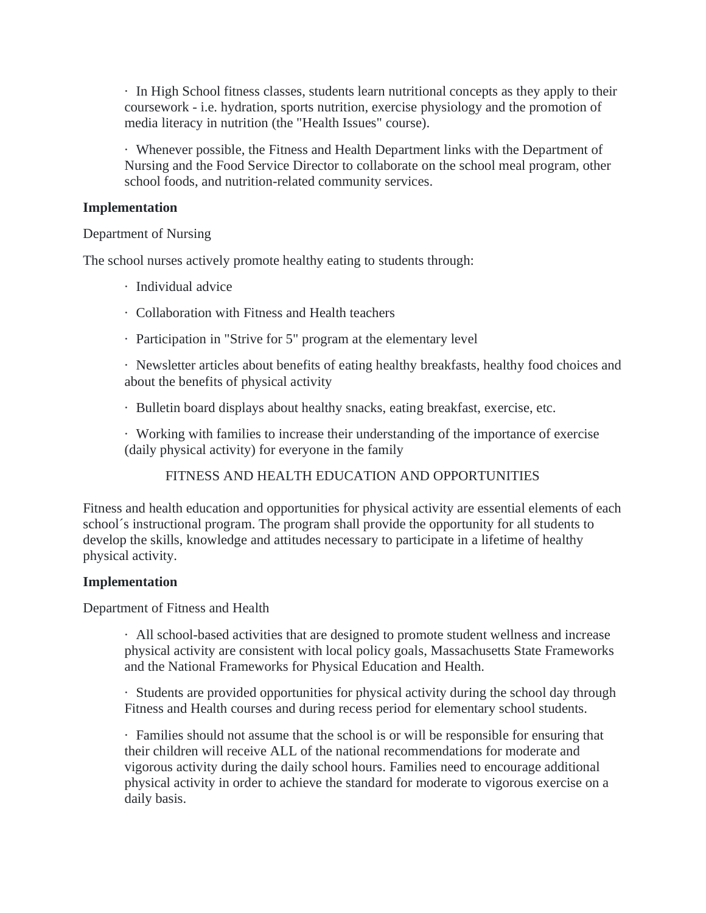- In High School fitness classes, students learn nutritional concepts as they apply to their coursework - i.e. hydration, sports nutrition, exercise physiology and the promotion of media literacy in nutrition (the "Health Issues" course).
- Whenever possible, the Fitness and Health Department links with the Department of Nursing and the Food Service Director to collaborate on the school meal program, other school foods, and nutrition-related community services.

**Implementation**

Department of Nursing

The school nurses actively promote healthy eating to students through:

- Individual advice
- Collaboration with Fitness and Health teachers
- Participation in "Strive for 5" program at the elementary level
- Newsletter articles about benefits of eating healthy breakfasts, healthy food choices and about the benefits of physical activity
- Bulletin board displays about healthy snacks, eating breakfast, exercise, etc.
- Working with families to increase their understanding of the importance of exercise (daily physical activity) for everyone in the family

## FITNESS AND HEALTH EDUCATION AND OPPORTUNITIES

Fitness and health education and opportunities for physical activity are essential elements of each school´s instructional program. The program shall provide the opportunity for all students to develop the skills, knowledge and attitudes necessary to participate in a lifetime of healthy physical activity.

**Implementation**

Department of Fitness and Health

- All school-based activities that are designed to promote student wellness and increase physical activity are consistent with local policy goals, Massachusetts State Frameworks and the National Frameworks for Physical Education and Health.
- Students are provided opportunities for physical activity during the school day through Fitness and Health courses and during recess period for elementary school students.
- Families should not assume that the school is or will be responsible for ensuring that their children will receive ALL of the national recommendations for moderate and vigorous activity during the daily school hours. Families need to encourage additional physical activity in order to achieve the standard for moderate to vigorous exercise on a daily basis.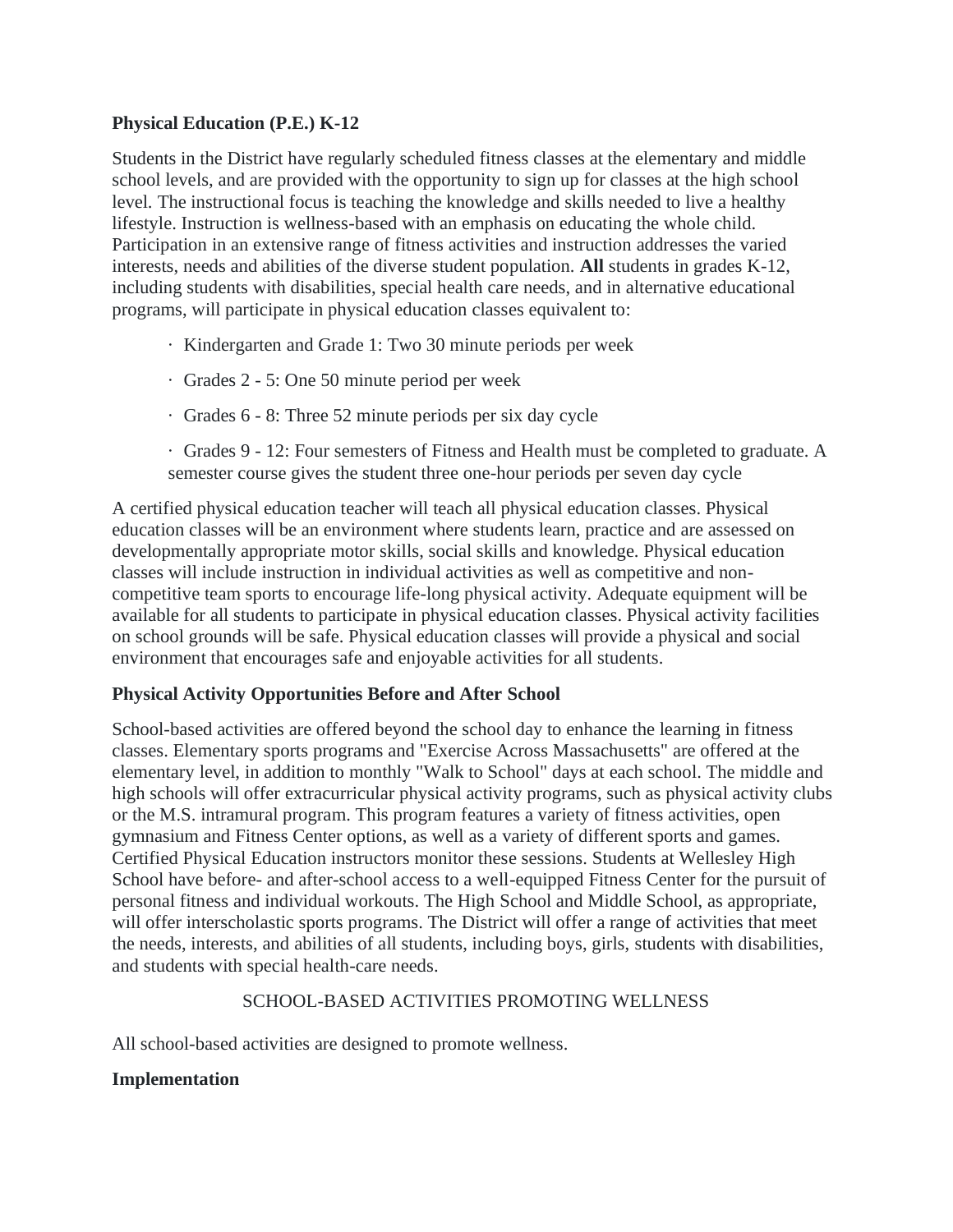**Physical Education (P.E.) K-12**

Students in the District have regularly scheduled fitness classes at the elementary and middle school levels, and are provided with the opportunity to sign up for classes at the high school level. The instructional focus is teaching the knowledge and skills needed to live a healthy lifestyle. Instruction is wellness-based with an emphasis on educating the whole child. Participation in an extensive range of fitness activities and instruction addresses the varied interests, needs and abilities of the diverse student population. **All** students in grades K-12, including students with disabilities, special health care needs, and in alternative educational programs, will participate in physical education classes equivalent to:

- Kindergarten and Grade 1: Two 30 minute periods per week
- Grades 2 - 5: One 50 minute period per week
- Grades 6 - 8: Three 52 minute periods per six day cycle
- Grades 9 - 12: Four semesters of Fitness and Health must be completed to graduate. A semester course gives the student three one-hour periods per seven day cycle

A certified physical education teacher will teach all physical education classes. Physical education classes will be an environment where students learn, practice and are assessed on developmentally appropriate motor skills, social skills and knowledge. Physical education classes will include instruction in individual activities as well as competitive and non-competitive team sports to encourage life-long physical activity. Adequate equipment will be available for all students to participate in physical education classes. Physical activity facilities on school grounds will be safe. Physical education classes will provide a physical and social environment that encourages safe and enjoyable activities for all students.

**Physical Activity Opportunities Before and After School**

School-based activities are offered beyond the school day to enhance the learning in fitness classes. Elementary sports programs and "Exercise Across Massachusetts" are offered at the elementary level, in addition to monthly "Walk to School" days at each school. The middle and high schools will offer extracurricular physical activity programs, such as physical activity clubs or the M.S. intramural program. This program features a variety of fitness activities, open gymnasium and Fitness Center options, as well as a variety of different sports and games. Certified Physical Education instructors monitor these sessions. Students at Wellesley High School have before- and after-school access to a well-equipped Fitness Center for the pursuit of personal fitness and individual workouts. The High School and Middle School, as appropriate, will offer interscholastic sports programs. The District will offer a range of activities that meet the needs, interests, and abilities of all students, including boys, girls, students with disabilities, and students with special health-care needs.

SCHOOL-BASED ACTIVITIES PROMOTING WELLNESS

All school-based activities are designed to promote wellness.

**Implementation**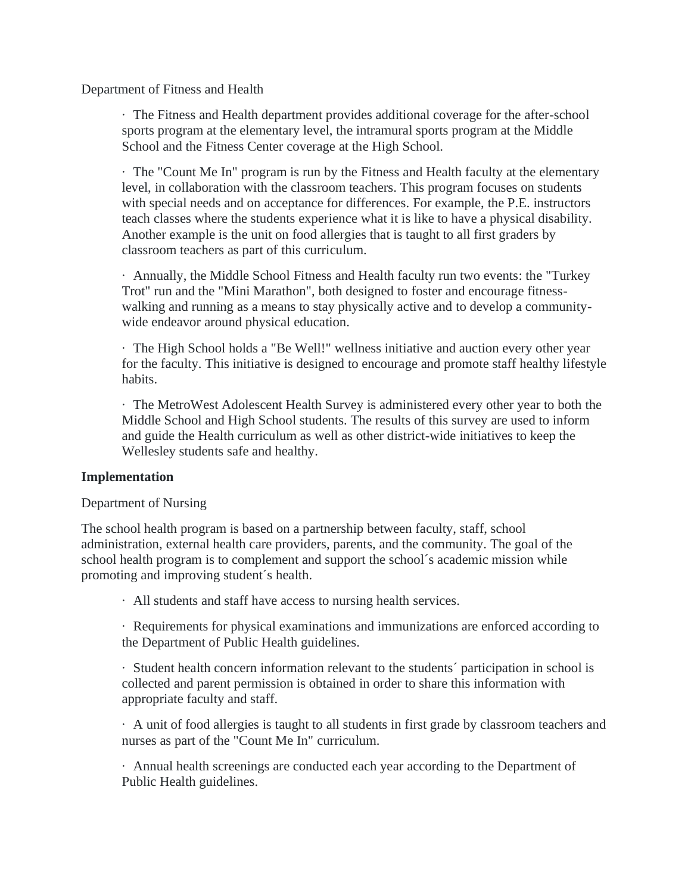Department of Fitness and Health

- The Fitness and Health department provides additional coverage for the after-school sports program at the elementary level, the intramural sports program at the Middle School and the Fitness Center coverage at the High School.
- The "Count Me In" program is run by the Fitness and Health faculty at the elementary level, in collaboration with the classroom teachers. This program focuses on students with special needs and on acceptance for differences. For example, the P.E. instructors teach classes where the students experience what it is like to have a physical disability. Another example is the unit on food allergies that is taught to all first graders by classroom teachers as part of this curriculum.
- Annually, the Middle School Fitness and Health faculty run two events: the "Turkey Trot" run and the "Mini Marathon", both designed to foster and encourage fitness-walking and running as a means to stay physically active and to develop a community-wide endeavor around physical education.
- The High School holds a "Be Well!" wellness initiative and auction every other year for the faculty. This initiative is designed to encourage and promote staff healthy lifestyle habits.
- The MetroWest Adolescent Health Survey is administered every other year to both the Middle School and High School students. The results of this survey are used to inform and guide the Health curriculum as well as other district-wide initiatives to keep the Wellesley students safe and healthy.

**Implementation**

Department of Nursing

The school health program is based on a partnership between faculty, staff, school administration, external health care providers, parents, and the community. The goal of the school health program is to complement and support the school´s academic mission while promoting and improving student´s health.

- All students and staff have access to nursing health services.
- Requirements for physical examinations and immunizations are enforced according to the Department of Public Health guidelines.
- Student health concern information relevant to the students´ participation in school is collected and parent permission is obtained in order to share this information with appropriate faculty and staff.
- A unit of food allergies is taught to all students in first grade by classroom teachers and nurses as part of the "Count Me In" curriculum.
- Annual health screenings are conducted each year according to the Department of Public Health guidelines.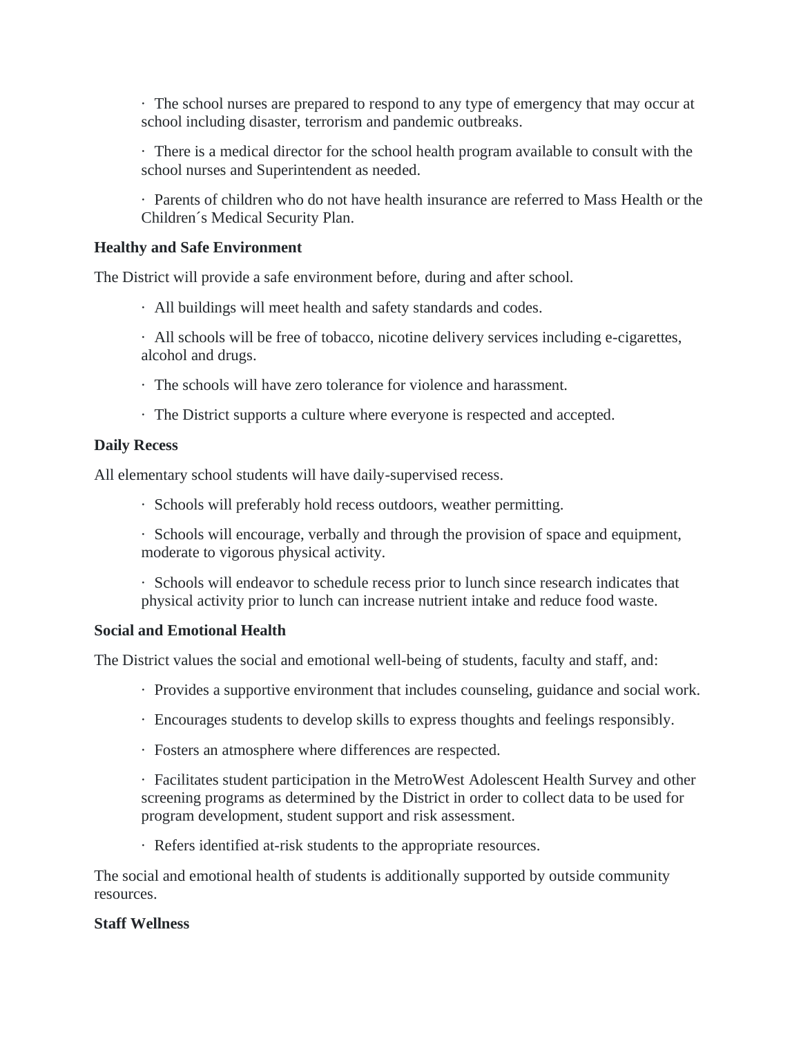- The school nurses are prepared to respond to any type of emergency that may occur at school including disaster, terrorism and pandemic outbreaks.
- There is a medical director for the school health program available to consult with the school nurses and Superintendent as needed.
- Parents of children who do not have health insurance are referred to Mass Health or the Children´s Medical Security Plan.

**Healthy and Safe Environment**

The District will provide a safe environment before, during and after school.

- All buildings will meet health and safety standards and codes.
- All schools will be free of tobacco, nicotine delivery services including e-cigarettes, alcohol and drugs.
- The schools will have zero tolerance for violence and harassment.
- The District supports a culture where everyone is respected and accepted.

**Daily Recess**

All elementary school students will have daily-supervised recess.

- Schools will preferably hold recess outdoors, weather permitting.
- Schools will encourage, verbally and through the provision of space and equipment, moderate to vigorous physical activity.
- Schools will endeavor to schedule recess prior to lunch since research indicates that physical activity prior to lunch can increase nutrient intake and reduce food waste.

**Social and Emotional Health**

The District values the social and emotional well-being of students, faculty and staff, and:

- Provides a supportive environment that includes counseling, guidance and social work.
- Encourages students to develop skills to express thoughts and feelings responsibly.
- Fosters an atmosphere where differences are respected.
- Facilitates student participation in the MetroWest Adolescent Health Survey and other screening programs as determined by the District in order to collect data to be used for program development, student support and risk assessment.
- Refers identified at-risk students to the appropriate resources.

The social and emotional health of students is additionally supported by outside community resources.

**Staff Wellness**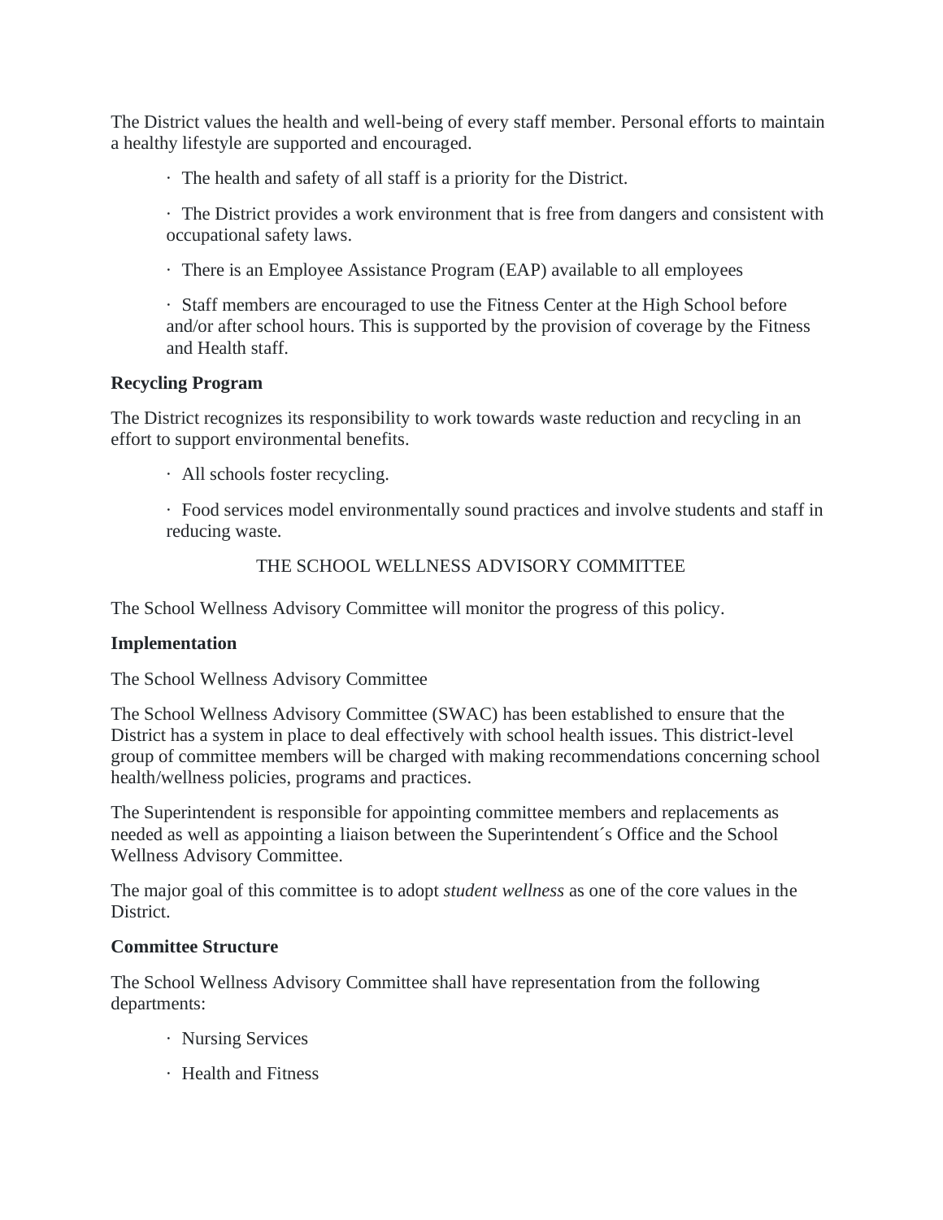The District values the health and well-being of every staff member. Personal efforts to maintain a healthy lifestyle are supported and encouraged.

- The health and safety of all staff is a priority for the District.
- The District provides a work environment that is free from dangers and consistent with occupational safety laws.
- There is an Employee Assistance Program (EAP) available to all employees
- Staff members are encouraged to use the Fitness Center at the High School before and/or after school hours. This is supported by the provision of coverage by the Fitness and Health staff.

**Recycling Program**

The District recognizes its responsibility to work towards waste reduction and recycling in an effort to support environmental benefits.

- All schools foster recycling.
- Food services model environmentally sound practices and involve students and staff in reducing waste.

## THE SCHOOL WELLNESS ADVISORY COMMITTEE

The School Wellness Advisory Committee will monitor the progress of this policy.

**Implementation**

The School Wellness Advisory Committee

The School Wellness Advisory Committee (SWAC) has been established to ensure that the District has a system in place to deal effectively with school health issues. This district-level group of committee members will be charged with making recommendations concerning school health/wellness policies, programs and practices.

The Superintendent is responsible for appointing committee members and replacements as needed as well as appointing a liaison between the Superintendent´s Office and the School Wellness Advisory Committee.

The major goal of this committee is to adopt *student wellness* as one of the core values in the District.

**Committee Structure**

The School Wellness Advisory Committee shall have representation from the following departments:

- Nursing Services
- Health and Fitness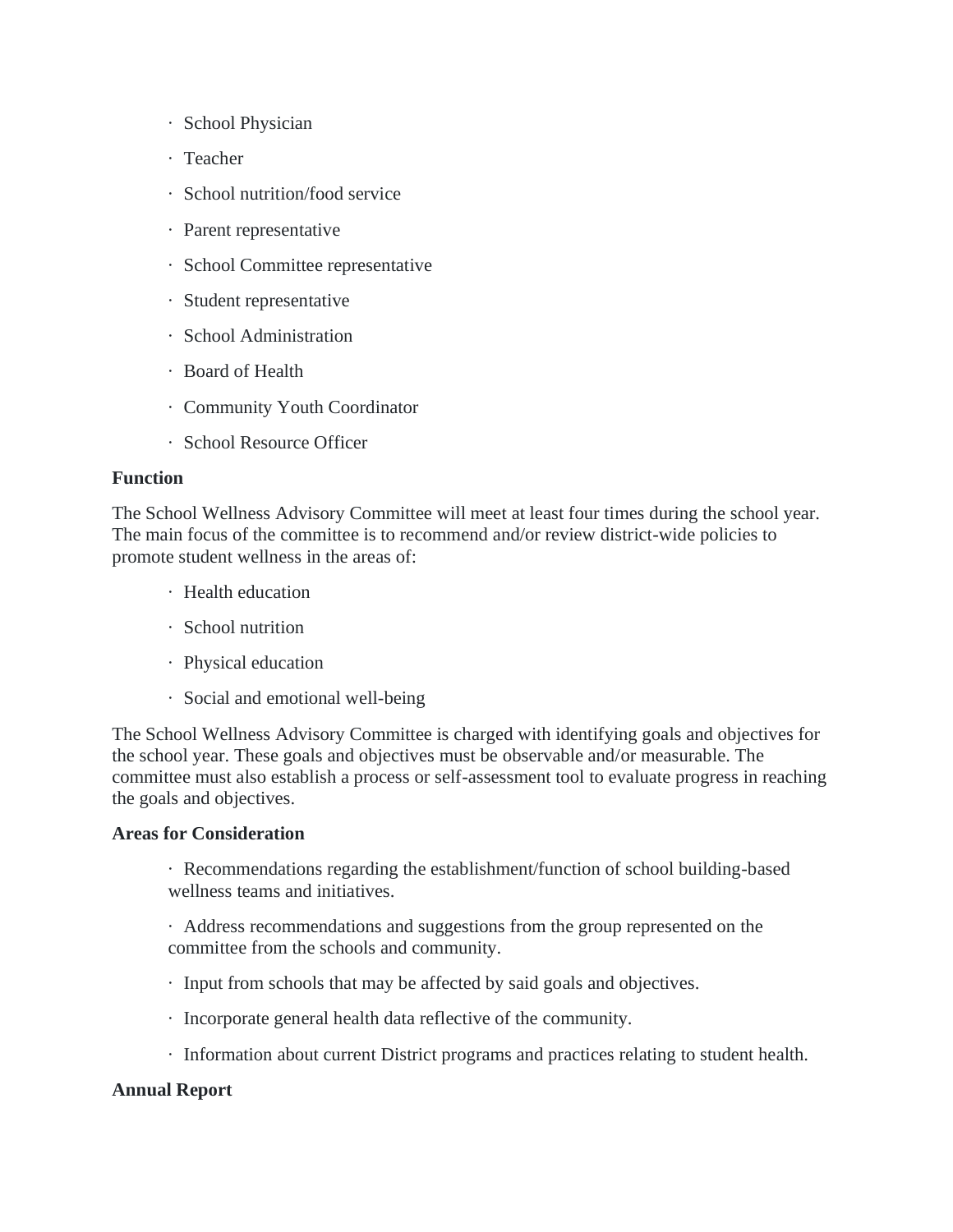- School Physician
- Teacher
- School nutrition/food service
- Parent representative
- School Committee representative
- Student representative
- School Administration
- Board of Health
- Community Youth Coordinator
- School Resource Officer

**Function**

The School Wellness Advisory Committee will meet at least four times during the school year. The main focus of the committee is to recommend and/or review district-wide policies to promote student wellness in the areas of:

- Health education
- School nutrition
- Physical education
- Social and emotional well-being

The School Wellness Advisory Committee is charged with identifying goals and objectives for the school year. These goals and objectives must be observable and/or measurable. The committee must also establish a process or self-assessment tool to evaluate progress in reaching the goals and objectives.

**Areas for Consideration**

- Recommendations regarding the establishment/function of school building-based wellness teams and initiatives.
- Address recommendations and suggestions from the group represented on the committee from the schools and community.
- Input from schools that may be affected by said goals and objectives.
- Incorporate general health data reflective of the community.
- Information about current District programs and practices relating to student health.

**Annual Report**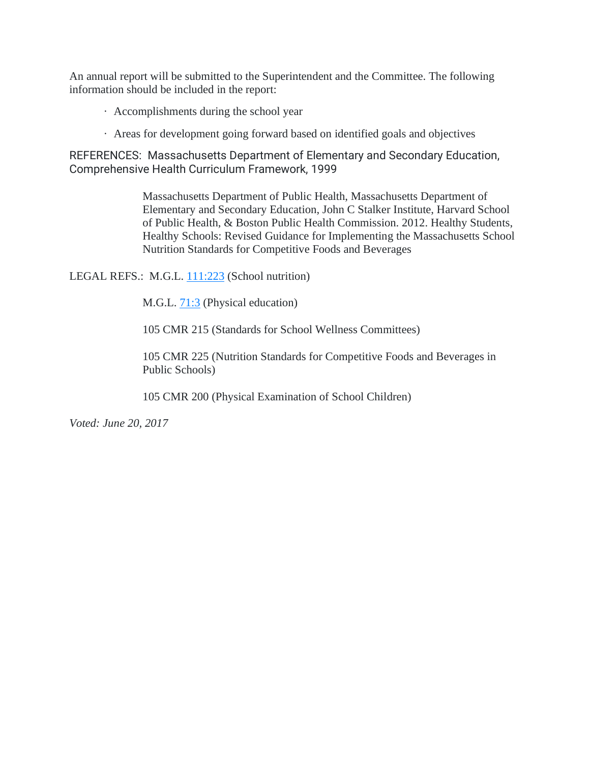An annual report will be submitted to the Superintendent and the Committee. The following information should be included in the report:

- Accomplishments during the school year
- Areas for development going forward based on identified goals and objectives

REFERENCES: Massachusetts Department of Elementary and Secondary Education, Comprehensive Health Curriculum Framework, 1999

Massachusetts Department of Public Health, Massachusetts Department of Elementary and Secondary Education, John C Stalker Institute, Harvard School of Public Health, & Boston Public Health Commission. 2012. Healthy Students, Healthy Schools: Revised Guidance for Implementing the Massachusetts School Nutrition Standards for Competitive Foods and Beverages

LEGAL REFS.: M.G.L. 111:223 (School nutrition)

M.G.L. 71:3 (Physical education)

105 CMR 215 (Standards for School Wellness Committees)

105 CMR 225 (Nutrition Standards for Competitive Foods and Beverages in Public Schools)

105 CMR 200 (Physical Examination of School Children)

*Voted: June 20, 2017*